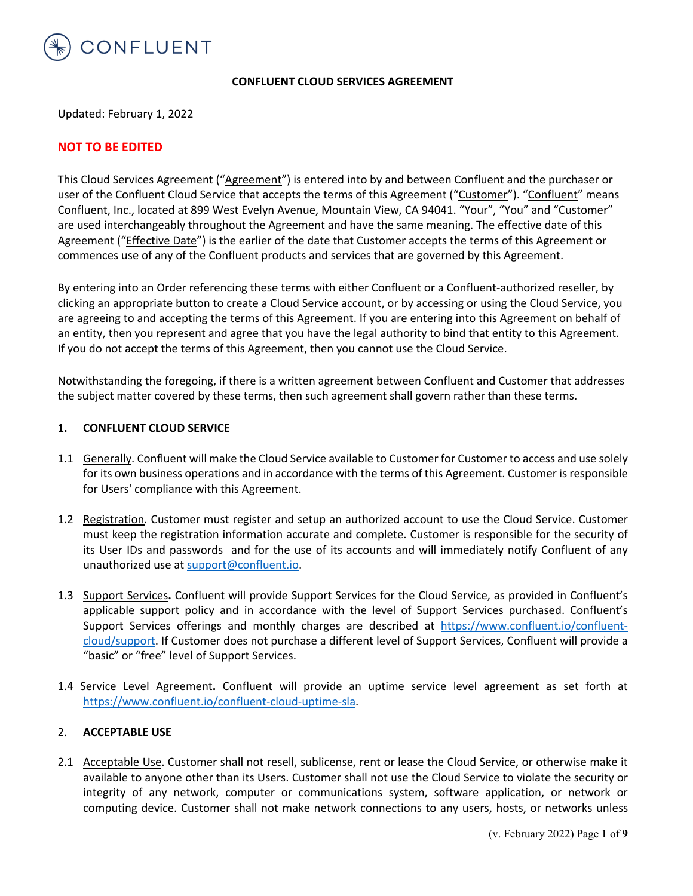CONFLUENT

# CONFLUENT CLOUD SERVICES AGREEMENT

Updated: February 1, 2022

**NOT TO BE EDITED**

This Cloud Services Agreement ("Agreement") is entered into by and between Confluent and the purchaser or user of the Confluent Cloud Service that accepts the terms of this Agreement ("Customer"). "Confluent" means Confluent, Inc., located at 899 West Evelyn Avenue, Mountain View, CA 94041. "Your", "You" and "Customer" are used interchangeably throughout the Agreement and have the same meaning. The effective date of this Agreement ("Effective Date") is the earlier of the date that Customer accepts the terms of this Agreement or commences use of any of the Confluent products and services that are governed by this Agreement.

By entering into an Order referencing these terms with either Confluent or a Confluent-authorized reseller, by clicking an appropriate button to create a Cloud Service account, or by accessing or using the Cloud Service, you are agreeing to and accepting the terms of this Agreement. If you are entering into this Agreement on behalf of an entity, then you represent and agree that you have the legal authority to bind that entity to this Agreement. If you do not accept the terms of this Agreement, then you cannot use the Cloud Service.

Notwithstanding the foregoing, if there is a written agreement between Confluent and Customer that addresses the subject matter covered by these terms, then such agreement shall govern rather than these terms.

## 1. CONFLUENT CLOUD SERVICE

1.1 Generally. Confluent will make the Cloud Service available to Customer for Customer to access and use solely for its own business operations and in accordance with the terms of this Agreement. Customer is responsible for Users' compliance with this Agreement.

1.2 Registration. Customer must register and setup an authorized account to use the Cloud Service. Customer must keep the registration information accurate and complete. Customer is responsible for the security of its User IDs and passwords and for the use of its accounts and will immediately notify Confluent of any unauthorized use at support@confluent.io.

1.3 Support Services**.** Confluent will provide Support Services for the Cloud Service, as provided in Confluent's applicable support policy and in accordance with the level of Support Services purchased. Confluent's Support Services offerings and monthly charges are described at https://www.confluent.io/confluent-cloud/support. If Customer does not purchase a different level of Support Services, Confluent will provide a "basic" or "free" level of Support Services.

1.4 Service Level Agreement**.** Confluent will provide an uptime service level agreement as set forth at https://www.confluent.io/confluent-cloud-uptime-sla.

## 2. ACCEPTABLE USE

2.1 Acceptable Use. Customer shall not resell, sublicense, rent or lease the Cloud Service, or otherwise make it available to anyone other than its Users. Customer shall not use the Cloud Service to violate the security or integrity of any network, computer or communications system, software application, or network or computing device. Customer shall not make network connections to any users, hosts, or networks unless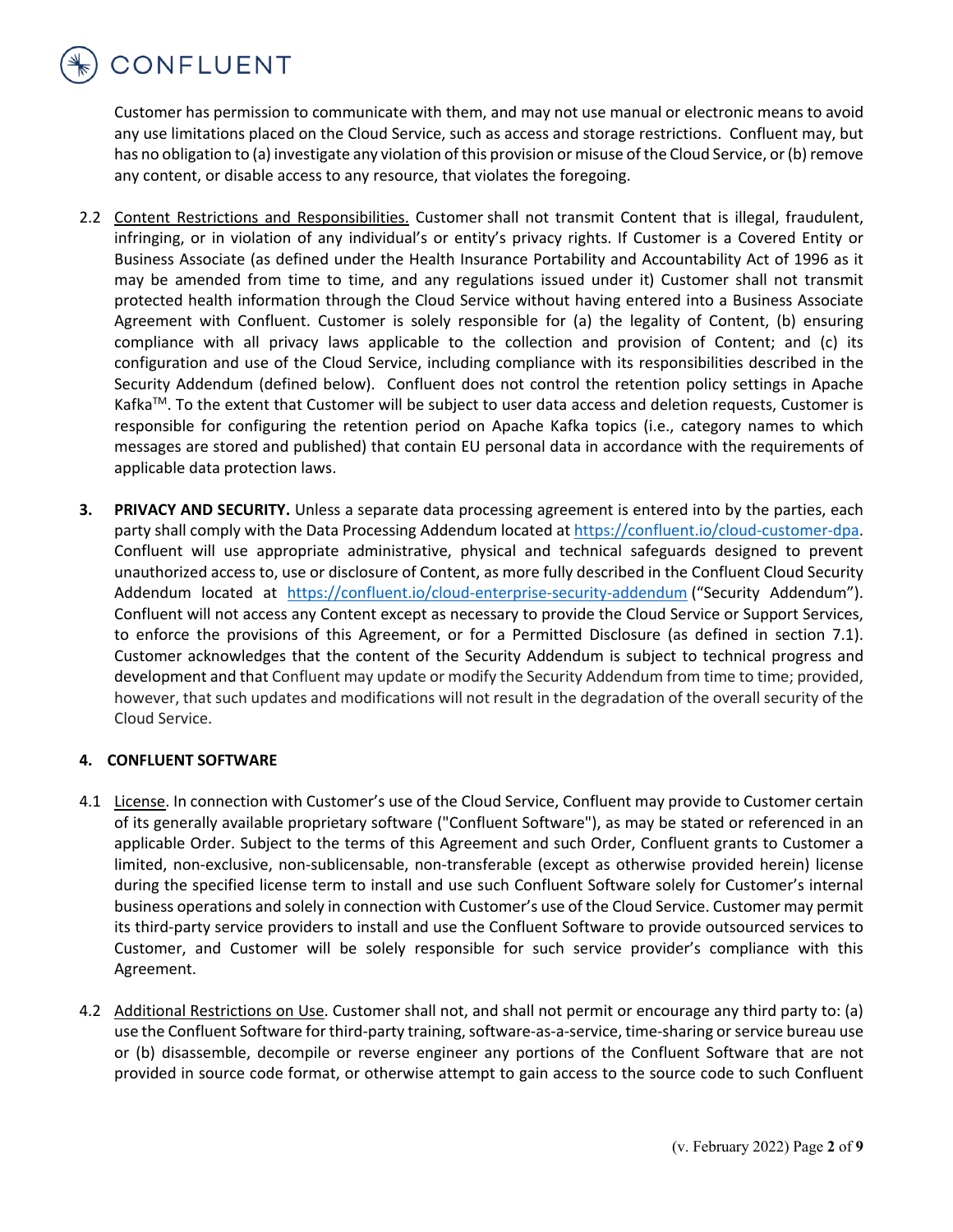Customer has permission to communicate with them, and may not use manual or electronic means to avoid any use limitations placed on the Cloud Service, such as access and storage restrictions. Confluent may, but has no obligation to (a) investigate any violation of this provision or misuse of the Cloud Service, or (b) remove any content, or disable access to any resource, that violates the foregoing.

2.2 Content Restrictions and Responsibilities. Customer shall not transmit Content that is illegal, fraudulent, infringing, or in violation of any individual's or entity's privacy rights. If Customer is a Covered Entity or Business Associate (as defined under the Health Insurance Portability and Accountability Act of 1996 as it may be amended from time to time, and any regulations issued under it) Customer shall not transmit protected health information through the Cloud Service without having entered into a Business Associate Agreement with Confluent. Customer is solely responsible for (a) the legality of Content, (b) ensuring compliance with all privacy laws applicable to the collection and provision of Content; and (c) its configuration and use of the Cloud Service, including compliance with its responsibilities described in the Security Addendum (defined below). Confluent does not control the retention policy settings in Apache Kafka™. To the extent that Customer will be subject to user data access and deletion requests, Customer is responsible for configuring the retention period on Apache Kafka topics (i.e., category names to which messages are stored and published) that contain EU personal data in accordance with the requirements of applicable data protection laws.

**3. PRIVACY AND SECURITY.** Unless a separate data processing agreement is entered into by the parties, each party shall comply with the Data Processing Addendum located at https://confluent.io/cloud-customer-dpa. Confluent will use appropriate administrative, physical and technical safeguards designed to prevent unauthorized access to, use or disclosure of Content, as more fully described in the Confluent Cloud Security Addendum located at https://confluent.io/cloud-enterprise-security-addendum ("Security Addendum"). Confluent will not access any Content except as necessary to provide the Cloud Service or Support Services, to enforce the provisions of this Agreement, or for a Permitted Disclosure (as defined in section 7.1). Customer acknowledges that the content of the Security Addendum is subject to technical progress and development and that Confluent may update or modify the Security Addendum from time to time; provided, however, that such updates and modifications will not result in the degradation of the overall security of the Cloud Service.

**4. CONFLUENT SOFTWARE**

4.1 License. In connection with Customer's use of the Cloud Service, Confluent may provide to Customer certain of its generally available proprietary software ("Confluent Software"), as may be stated or referenced in an applicable Order. Subject to the terms of this Agreement and such Order, Confluent grants to Customer a limited, non-exclusive, non-sublicensable, non-transferable (except as otherwise provided herein) license during the specified license term to install and use such Confluent Software solely for Customer's internal business operations and solely in connection with Customer's use of the Cloud Service. Customer may permit its third-party service providers to install and use the Confluent Software to provide outsourced services to Customer, and Customer will be solely responsible for such service provider's compliance with this Agreement.

4.2 Additional Restrictions on Use. Customer shall not, and shall not permit or encourage any third party to: (a) use the Confluent Software for third-party training, software-as-a-service, time-sharing or service bureau use or (b) disassemble, decompile or reverse engineer any portions of the Confluent Software that are not provided in source code format, or otherwise attempt to gain access to the source code to such Confluent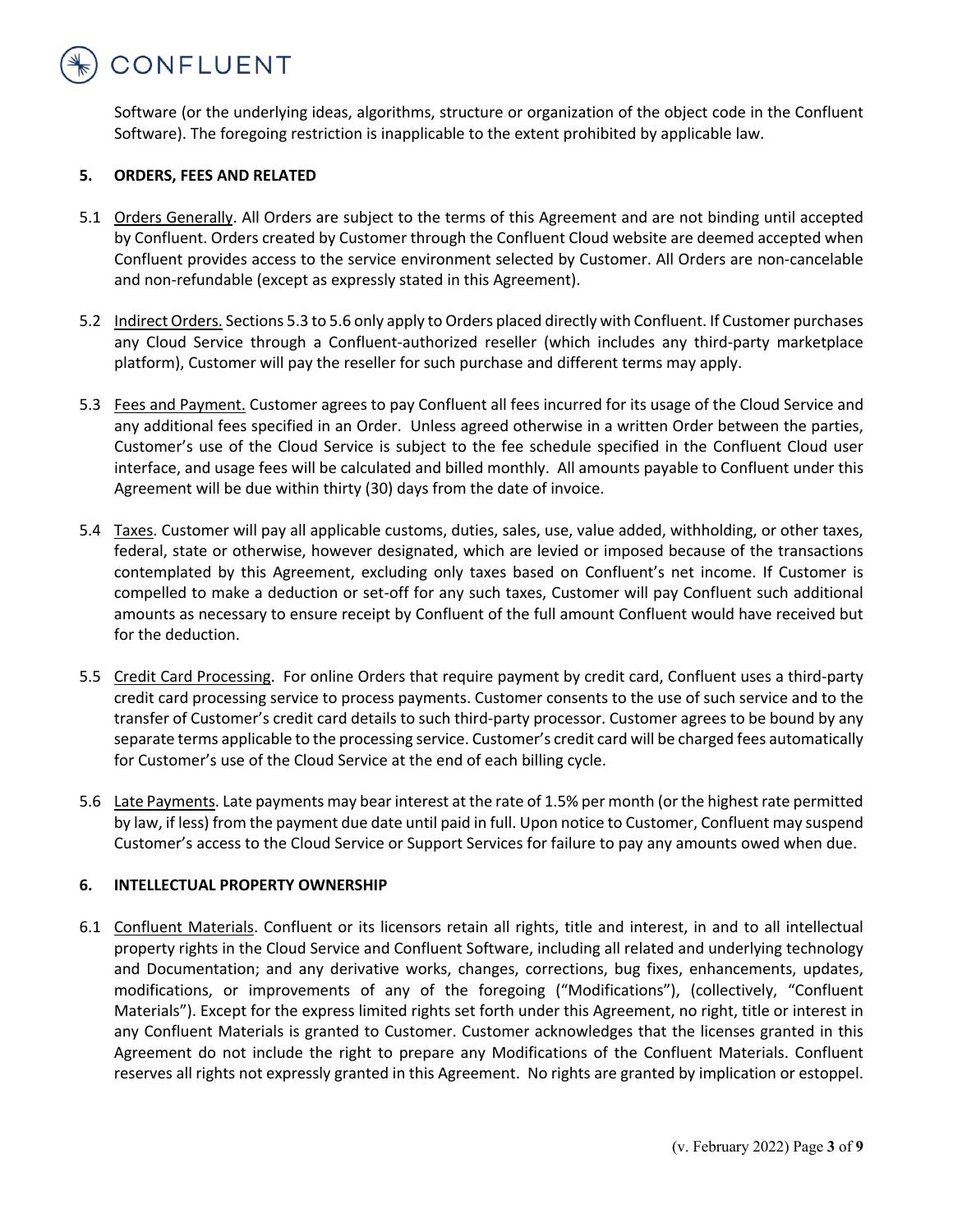Software (or the underlying ideas, algorithms, structure or organization of the object code in the Confluent Software). The foregoing restriction is inapplicable to the extent prohibited by applicable law.

## 5. ORDERS, FEES AND RELATED

5.1 Orders Generally. All Orders are subject to the terms of this Agreement and are not binding until accepted by Confluent. Orders created by Customer through the Confluent Cloud website are deemed accepted when Confluent provides access to the service environment selected by Customer. All Orders are non-cancelable and non-refundable (except as expressly stated in this Agreement).

5.2 Indirect Orders. Sections 5.3 to 5.6 only apply to Orders placed directly with Confluent. If Customer purchases any Cloud Service through a Confluent-authorized reseller (which includes any third-party marketplace platform), Customer will pay the reseller for such purchase and different terms may apply.

5.3 Fees and Payment. Customer agrees to pay Confluent all fees incurred for its usage of the Cloud Service and any additional fees specified in an Order. Unless agreed otherwise in a written Order between the parties, Customer's use of the Cloud Service is subject to the fee schedule specified in the Confluent Cloud user interface, and usage fees will be calculated and billed monthly. All amounts payable to Confluent under this Agreement will be due within thirty (30) days from the date of invoice.

5.4 Taxes. Customer will pay all applicable customs, duties, sales, use, value added, withholding, or other taxes, federal, state or otherwise, however designated, which are levied or imposed because of the transactions contemplated by this Agreement, excluding only taxes based on Confluent's net income. If Customer is compelled to make a deduction or set-off for any such taxes, Customer will pay Confluent such additional amounts as necessary to ensure receipt by Confluent of the full amount Confluent would have received but for the deduction.

5.5 Credit Card Processing. For online Orders that require payment by credit card, Confluent uses a third-party credit card processing service to process payments. Customer consents to the use of such service and to the transfer of Customer's credit card details to such third-party processor. Customer agrees to be bound by any separate terms applicable to the processing service. Customer's credit card will be charged fees automatically for Customer's use of the Cloud Service at the end of each billing cycle.

5.6 Late Payments. Late payments may bear interest at the rate of 1.5% per month (or the highest rate permitted by law, if less) from the payment due date until paid in full. Upon notice to Customer, Confluent may suspend Customer's access to the Cloud Service or Support Services for failure to pay any amounts owed when due.

## 6. INTELLECTUAL PROPERTY OWNERSHIP

6.1 Confluent Materials. Confluent or its licensors retain all rights, title and interest, in and to all intellectual property rights in the Cloud Service and Confluent Software, including all related and underlying technology and Documentation; and any derivative works, changes, corrections, bug fixes, enhancements, updates, modifications, or improvements of any of the foregoing ("Modifications"), (collectively, "Confluent Materials"). Except for the express limited rights set forth under this Agreement, no right, title or interest in any Confluent Materials is granted to Customer. Customer acknowledges that the licenses granted in this Agreement do not include the right to prepare any Modifications of the Confluent Materials. Confluent reserves all rights not expressly granted in this Agreement. No rights are granted by implication or estoppel.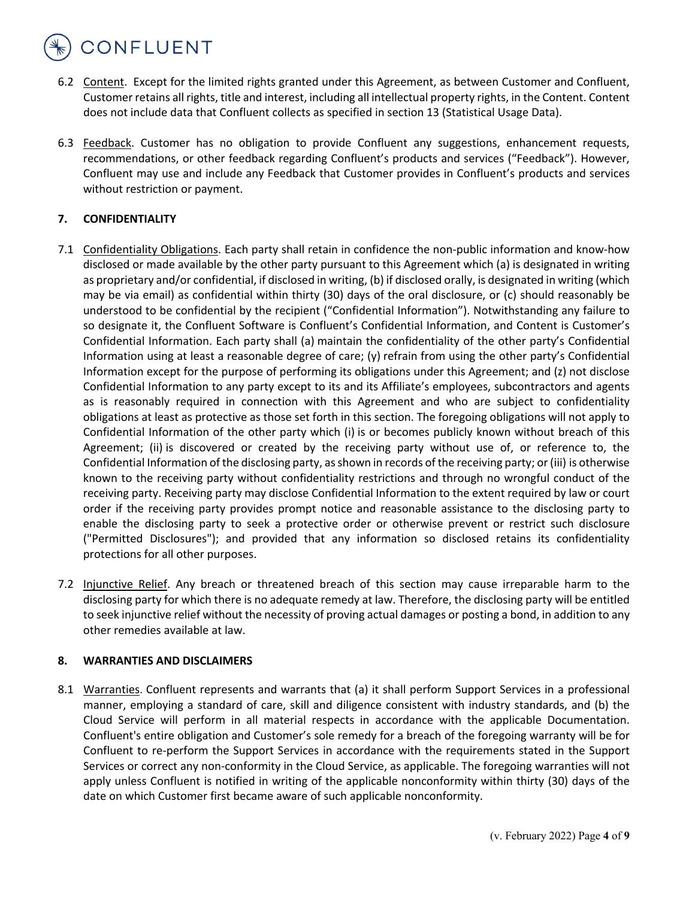6.2 Content. Except for the limited rights granted under this Agreement, as between Customer and Confluent, Customer retains all rights, title and interest, including all intellectual property rights, in the Content. Content does not include data that Confluent collects as specified in section 13 (Statistical Usage Data).

6.3 Feedback. Customer has no obligation to provide Confluent any suggestions, enhancement requests, recommendations, or other feedback regarding Confluent's products and services ("Feedback"). However, Confluent may use and include any Feedback that Customer provides in Confluent's products and services without restriction or payment.

## 7. CONFIDENTIALITY

7.1 Confidentiality Obligations. Each party shall retain in confidence the non-public information and know-how disclosed or made available by the other party pursuant to this Agreement which (a) is designated in writing as proprietary and/or confidential, if disclosed in writing, (b) if disclosed orally, is designated in writing (which may be via email) as confidential within thirty (30) days of the oral disclosure, or (c) should reasonably be understood to be confidential by the recipient ("Confidential Information"). Notwithstanding any failure to so designate it, the Confluent Software is Confluent's Confidential Information, and Content is Customer's Confidential Information. Each party shall (a) maintain the confidentiality of the other party's Confidential Information using at least a reasonable degree of care; (y) refrain from using the other party's Confidential Information except for the purpose of performing its obligations under this Agreement; and (z) not disclose Confidential Information to any party except to its and its Affiliate's employees, subcontractors and agents as is reasonably required in connection with this Agreement and who are subject to confidentiality obligations at least as protective as those set forth in this section. The foregoing obligations will not apply to Confidential Information of the other party which (i) is or becomes publicly known without breach of this Agreement; (ii) is discovered or created by the receiving party without use of, or reference to, the Confidential Information of the disclosing party, as shown in records of the receiving party; or (iii) is otherwise known to the receiving party without confidentiality restrictions and through no wrongful conduct of the receiving party. Receiving party may disclose Confidential Information to the extent required by law or court order if the receiving party provides prompt notice and reasonable assistance to the disclosing party to enable the disclosing party to seek a protective order or otherwise prevent or restrict such disclosure ("Permitted Disclosures"); and provided that any information so disclosed retains its confidentiality protections for all other purposes.

7.2 Injunctive Relief. Any breach or threatened breach of this section may cause irreparable harm to the disclosing party for which there is no adequate remedy at law. Therefore, the disclosing party will be entitled to seek injunctive relief without the necessity of proving actual damages or posting a bond, in addition to any other remedies available at law.

## 8. WARRANTIES AND DISCLAIMERS

8.1 Warranties. Confluent represents and warrants that (a) it shall perform Support Services in a professional manner, employing a standard of care, skill and diligence consistent with industry standards, and (b) the Cloud Service will perform in all material respects in accordance with the applicable Documentation. Confluent's entire obligation and Customer's sole remedy for a breach of the foregoing warranty will be for Confluent to re-perform the Support Services in accordance with the requirements stated in the Support Services or correct any non-conformity in the Cloud Service, as applicable. The foregoing warranties will not apply unless Confluent is notified in writing of the applicable nonconformity within thirty (30) days of the date on which Customer first became aware of such applicable nonconformity.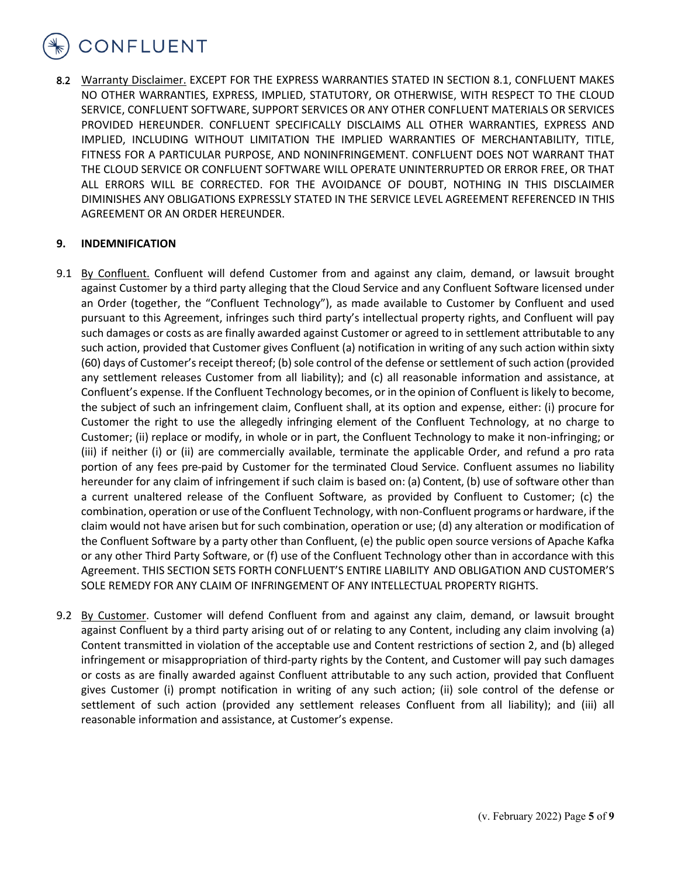8.2 Warranty Disclaimer. EXCEPT FOR THE EXPRESS WARRANTIES STATED IN SECTION 8.1, CONFLUENT MAKES NO OTHER WARRANTIES, EXPRESS, IMPLIED, STATUTORY, OR OTHERWISE, WITH RESPECT TO THE CLOUD SERVICE, CONFLUENT SOFTWARE, SUPPORT SERVICES OR ANY OTHER CONFLUENT MATERIALS OR SERVICES PROVIDED HEREUNDER. CONFLUENT SPECIFICALLY DISCLAIMS ALL OTHER WARRANTIES, EXPRESS AND IMPLIED, INCLUDING WITHOUT LIMITATION THE IMPLIED WARRANTIES OF MERCHANTABILITY, TITLE, FITNESS FOR A PARTICULAR PURPOSE, AND NONINFRINGEMENT. CONFLUENT DOES NOT WARRANT THAT THE CLOUD SERVICE OR CONFLUENT SOFTWARE WILL OPERATE UNINTERRUPTED OR ERROR FREE, OR THAT ALL ERRORS WILL BE CORRECTED. FOR THE AVOIDANCE OF DOUBT, NOTHING IN THIS DISCLAIMER DIMINISHES ANY OBLIGATIONS EXPRESSLY STATED IN THE SERVICE LEVEL AGREEMENT REFERENCED IN THIS AGREEMENT OR AN ORDER HEREUNDER.

## 9. INDEMNIFICATION

9.1 By Confluent. Confluent will defend Customer from and against any claim, demand, or lawsuit brought against Customer by a third party alleging that the Cloud Service and any Confluent Software licensed under an Order (together, the "Confluent Technology"), as made available to Customer by Confluent and used pursuant to this Agreement, infringes such third party's intellectual property rights, and Confluent will pay such damages or costs as are finally awarded against Customer or agreed to in settlement attributable to any such action, provided that Customer gives Confluent (a) notification in writing of any such action within sixty (60) days of Customer's receipt thereof; (b) sole control of the defense or settlement of such action (provided any settlement releases Customer from all liability); and (c) all reasonable information and assistance, at Confluent's expense. If the Confluent Technology becomes, or in the opinion of Confluent is likely to become, the subject of such an infringement claim, Confluent shall, at its option and expense, either: (i) procure for Customer the right to use the allegedly infringing element of the Confluent Technology, at no charge to Customer; (ii) replace or modify, in whole or in part, the Confluent Technology to make it non-infringing; or (iii) if neither (i) or (ii) are commercially available, terminate the applicable Order, and refund a pro rata portion of any fees pre-paid by Customer for the terminated Cloud Service. Confluent assumes no liability hereunder for any claim of infringement if such claim is based on: (a) Content, (b) use of software other than a current unaltered release of the Confluent Software, as provided by Confluent to Customer; (c) the combination, operation or use of the Confluent Technology, with non-Confluent programs or hardware, if the claim would not have arisen but for such combination, operation or use; (d) any alteration or modification of the Confluent Software by a party other than Confluent, (e) the public open source versions of Apache Kafka or any other Third Party Software, or (f) use of the Confluent Technology other than in accordance with this Agreement. THIS SECTION SETS FORTH CONFLUENT'S ENTIRE LIABILITY AND OBLIGATION AND CUSTOMER'S SOLE REMEDY FOR ANY CLAIM OF INFRINGEMENT OF ANY INTELLECTUAL PROPERTY RIGHTS.

9.2 By Customer. Customer will defend Confluent from and against any claim, demand, or lawsuit brought against Confluent by a third party arising out of or relating to any Content, including any claim involving (a) Content transmitted in violation of the acceptable use and Content restrictions of section 2, and (b) alleged infringement or misappropriation of third-party rights by the Content, and Customer will pay such damages or costs as are finally awarded against Confluent attributable to any such action, provided that Confluent gives Customer (i) prompt notification in writing of any such action; (ii) sole control of the defense or settlement of such action (provided any settlement releases Confluent from all liability); and (iii) all reasonable information and assistance, at Customer's expense.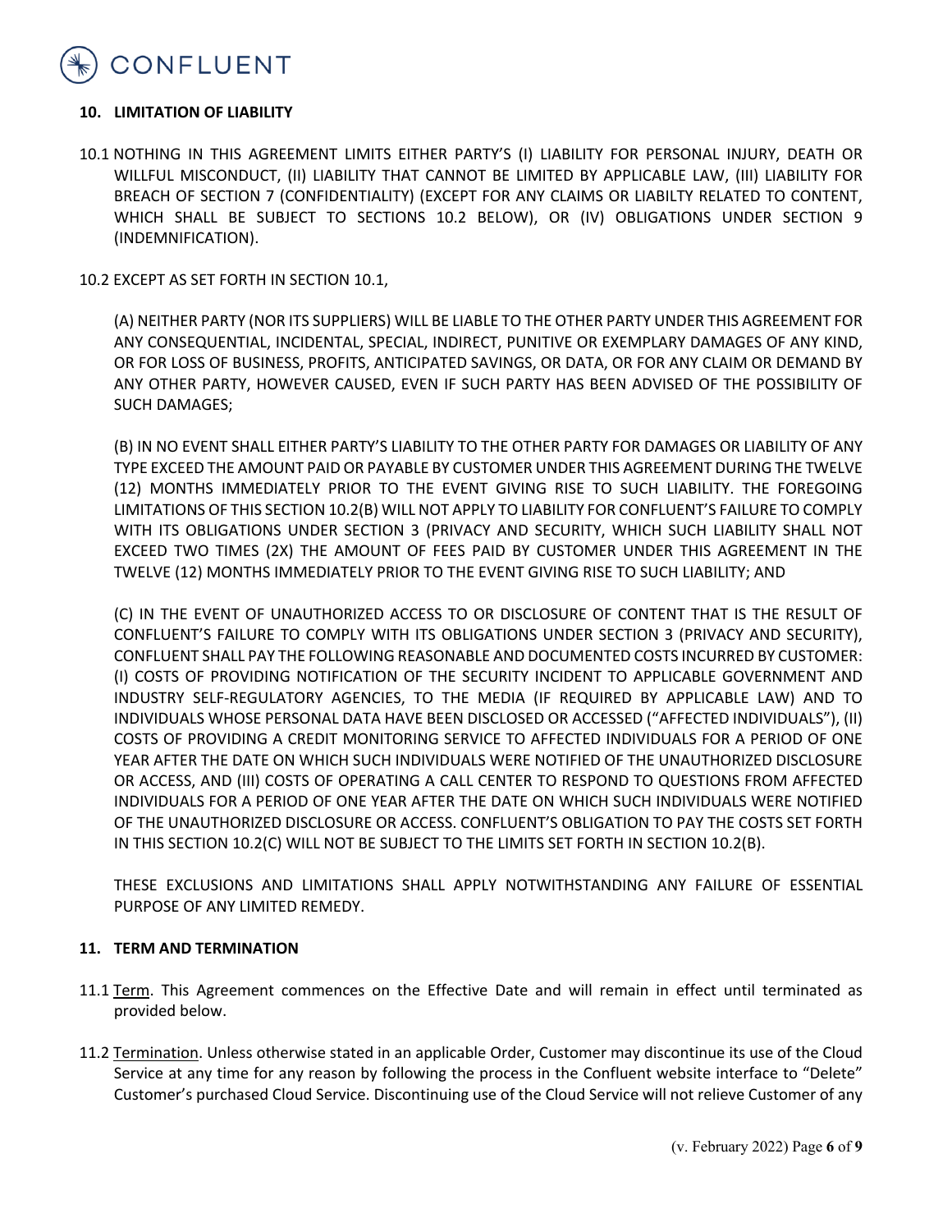### 10. LIMITATION OF LIABILITY

10.1 NOTHING IN THIS AGREEMENT LIMITS EITHER PARTY'S (I) LIABILITY FOR PERSONAL INJURY, DEATH OR WILLFUL MISCONDUCT, (II) LIABILITY THAT CANNOT BE LIMITED BY APPLICABLE LAW, (III) LIABILITY FOR BREACH OF SECTION 7 (CONFIDENTIALITY) (EXCEPT FOR ANY CLAIMS OR LIABILTY RELATED TO CONTENT, WHICH SHALL BE SUBJECT TO SECTIONS 10.2 BELOW), OR (IV) OBLIGATIONS UNDER SECTION 9 (INDEMNIFICATION).

10.2 EXCEPT AS SET FORTH IN SECTION 10.1,

(A) NEITHER PARTY (NOR ITS SUPPLIERS) WILL BE LIABLE TO THE OTHER PARTY UNDER THIS AGREEMENT FOR ANY CONSEQUENTIAL, INCIDENTAL, SPECIAL, INDIRECT, PUNITIVE OR EXEMPLARY DAMAGES OF ANY KIND, OR FOR LOSS OF BUSINESS, PROFITS, ANTICIPATED SAVINGS, OR DATA, OR FOR ANY CLAIM OR DEMAND BY ANY OTHER PARTY, HOWEVER CAUSED, EVEN IF SUCH PARTY HAS BEEN ADVISED OF THE POSSIBILITY OF SUCH DAMAGES;

(B) IN NO EVENT SHALL EITHER PARTY'S LIABILITY TO THE OTHER PARTY FOR DAMAGES OR LIABILITY OF ANY TYPE EXCEED THE AMOUNT PAID OR PAYABLE BY CUSTOMER UNDER THIS AGREEMENT DURING THE TWELVE (12) MONTHS IMMEDIATELY PRIOR TO THE EVENT GIVING RISE TO SUCH LIABILITY. THE FOREGOING LIMITATIONS OF THIS SECTION 10.2(B) WILL NOT APPLY TO LIABILITY FOR CONFLUENT'S FAILURE TO COMPLY WITH ITS OBLIGATIONS UNDER SECTION 3 (PRIVACY AND SECURITY, WHICH SUCH LIABILITY SHALL NOT EXCEED TWO TIMES (2X) THE AMOUNT OF FEES PAID BY CUSTOMER UNDER THIS AGREEMENT IN THE TWELVE (12) MONTHS IMMEDIATELY PRIOR TO THE EVENT GIVING RISE TO SUCH LIABILITY; AND

(C) IN THE EVENT OF UNAUTHORIZED ACCESS TO OR DISCLOSURE OF CONTENT THAT IS THE RESULT OF CONFLUENT'S FAILURE TO COMPLY WITH ITS OBLIGATIONS UNDER SECTION 3 (PRIVACY AND SECURITY), CONFLUENT SHALL PAY THE FOLLOWING REASONABLE AND DOCUMENTED COSTS INCURRED BY CUSTOMER: (I) COSTS OF PROVIDING NOTIFICATION OF THE SECURITY INCIDENT TO APPLICABLE GOVERNMENT AND INDUSTRY SELF-REGULATORY AGENCIES, TO THE MEDIA (IF REQUIRED BY APPLICABLE LAW) AND TO INDIVIDUALS WHOSE PERSONAL DATA HAVE BEEN DISCLOSED OR ACCESSED ("AFFECTED INDIVIDUALS"), (II) COSTS OF PROVIDING A CREDIT MONITORING SERVICE TO AFFECTED INDIVIDUALS FOR A PERIOD OF ONE YEAR AFTER THE DATE ON WHICH SUCH INDIVIDUALS WERE NOTIFIED OF THE UNAUTHORIZED DISCLOSURE OR ACCESS, AND (III) COSTS OF OPERATING A CALL CENTER TO RESPOND TO QUESTIONS FROM AFFECTED INDIVIDUALS FOR A PERIOD OF ONE YEAR AFTER THE DATE ON WHICH SUCH INDIVIDUALS WERE NOTIFIED OF THE UNAUTHORIZED DISCLOSURE OR ACCESS. CONFLUENT'S OBLIGATION TO PAY THE COSTS SET FORTH IN THIS SECTION 10.2(C) WILL NOT BE SUBJECT TO THE LIMITS SET FORTH IN SECTION 10.2(B).

THESE EXCLUSIONS AND LIMITATIONS SHALL APPLY NOTWITHSTANDING ANY FAILURE OF ESSENTIAL PURPOSE OF ANY LIMITED REMEDY.

### 11. TERM AND TERMINATION

11.1 Term. This Agreement commences on the Effective Date and will remain in effect until terminated as provided below.

11.2 Termination. Unless otherwise stated in an applicable Order, Customer may discontinue its use of the Cloud Service at any time for any reason by following the process in the Confluent website interface to "Delete" Customer's purchased Cloud Service. Discontinuing use of the Cloud Service will not relieve Customer of any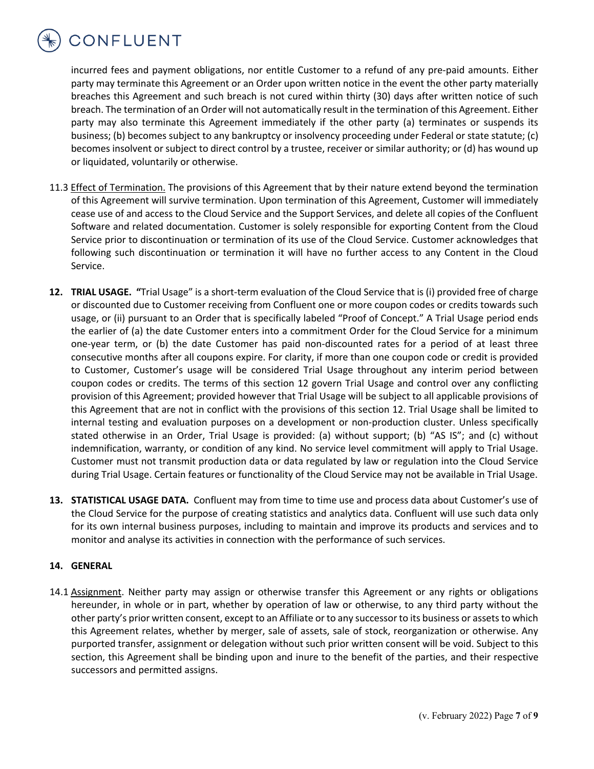incurred fees and payment obligations, nor entitle Customer to a refund of any pre-paid amounts. Either party may terminate this Agreement or an Order upon written notice in the event the other party materially breaches this Agreement and such breach is not cured within thirty (30) days after written notice of such breach. The termination of an Order will not automatically result in the termination of this Agreement. Either party may also terminate this Agreement immediately if the other party (a) terminates or suspends its business; (b) becomes subject to any bankruptcy or insolvency proceeding under Federal or state statute; (c) becomes insolvent or subject to direct control by a trustee, receiver or similar authority; or (d) has wound up or liquidated, voluntarily or otherwise.

11.3 Effect of Termination. The provisions of this Agreement that by their nature extend beyond the termination of this Agreement will survive termination. Upon termination of this Agreement, Customer will immediately cease use of and access to the Cloud Service and the Support Services, and delete all copies of the Confluent Software and related documentation. Customer is solely responsible for exporting Content from the Cloud Service prior to discontinuation or termination of its use of the Cloud Service. Customer acknowledges that following such discontinuation or termination it will have no further access to any Content in the Cloud Service.

**12. TRIAL USAGE.** "Trial Usage" is a short-term evaluation of the Cloud Service that is (i) provided free of charge or discounted due to Customer receiving from Confluent one or more coupon codes or credits towards such usage, or (ii) pursuant to an Order that is specifically labeled "Proof of Concept." A Trial Usage period ends the earlier of (a) the date Customer enters into a commitment Order for the Cloud Service for a minimum one-year term, or (b) the date Customer has paid non-discounted rates for a period of at least three consecutive months after all coupons expire. For clarity, if more than one coupon code or credit is provided to Customer, Customer's usage will be considered Trial Usage throughout any interim period between coupon codes or credits. The terms of this section 12 govern Trial Usage and control over any conflicting provision of this Agreement; provided however that Trial Usage will be subject to all applicable provisions of this Agreement that are not in conflict with the provisions of this section 12. Trial Usage shall be limited to internal testing and evaluation purposes on a development or non-production cluster. Unless specifically stated otherwise in an Order, Trial Usage is provided: (a) without support; (b) "AS IS"; and (c) without indemnification, warranty, or condition of any kind. No service level commitment will apply to Trial Usage. Customer must not transmit production data or data regulated by law or regulation into the Cloud Service during Trial Usage. Certain features or functionality of the Cloud Service may not be available in Trial Usage.

**13. STATISTICAL USAGE DATA.** Confluent may from time to time use and process data about Customer's use of the Cloud Service for the purpose of creating statistics and analytics data. Confluent will use such data only for its own internal business purposes, including to maintain and improve its products and services and to monitor and analyse its activities in connection with the performance of such services.

**14. GENERAL**

14.1 Assignment. Neither party may assign or otherwise transfer this Agreement or any rights or obligations hereunder, in whole or in part, whether by operation of law or otherwise, to any third party without the other party's prior written consent, except to an Affiliate or to any successor to its business or assets to which this Agreement relates, whether by merger, sale of assets, sale of stock, reorganization or otherwise. Any purported transfer, assignment or delegation without such prior written consent will be void. Subject to this section, this Agreement shall be binding upon and inure to the benefit of the parties, and their respective successors and permitted assigns.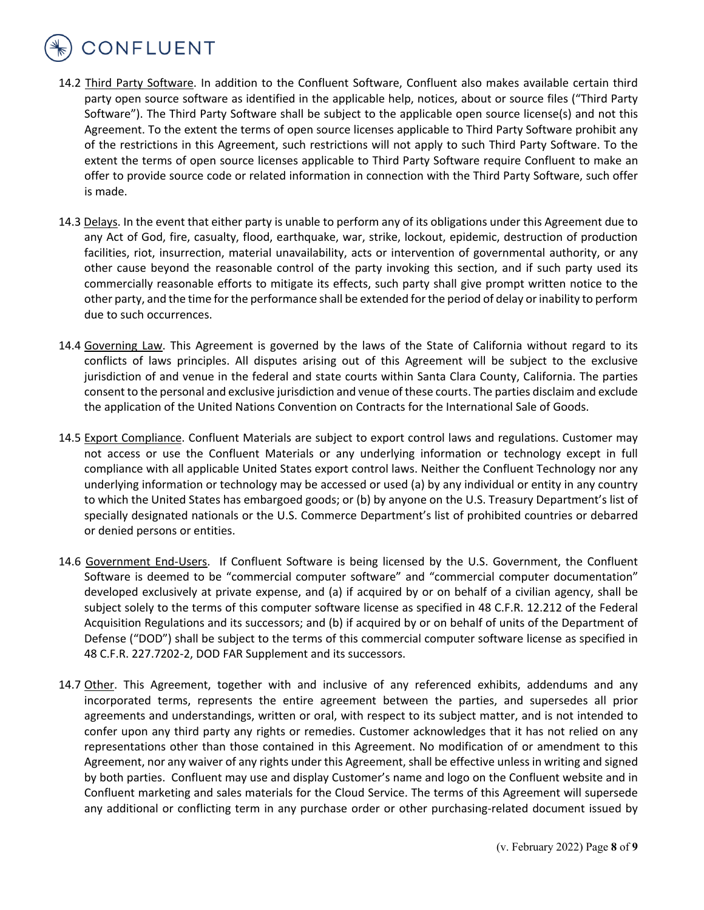14.2 Third Party Software. In addition to the Confluent Software, Confluent also makes available certain third party open source software as identified in the applicable help, notices, about or source files ("Third Party Software"). The Third Party Software shall be subject to the applicable open source license(s) and not this Agreement. To the extent the terms of open source licenses applicable to Third Party Software prohibit any of the restrictions in this Agreement, such restrictions will not apply to such Third Party Software. To the extent the terms of open source licenses applicable to Third Party Software require Confluent to make an offer to provide source code or related information in connection with the Third Party Software, such offer is made.

14.3 Delays. In the event that either party is unable to perform any of its obligations under this Agreement due to any Act of God, fire, casualty, flood, earthquake, war, strike, lockout, epidemic, destruction of production facilities, riot, insurrection, material unavailability, acts or intervention of governmental authority, or any other cause beyond the reasonable control of the party invoking this section, and if such party used its commercially reasonable efforts to mitigate its effects, such party shall give prompt written notice to the other party, and the time for the performance shall be extended for the period of delay or inability to perform due to such occurrences.

14.4 Governing Law. This Agreement is governed by the laws of the State of California without regard to its conflicts of laws principles. All disputes arising out of this Agreement will be subject to the exclusive jurisdiction of and venue in the federal and state courts within Santa Clara County, California. The parties consent to the personal and exclusive jurisdiction and venue of these courts. The parties disclaim and exclude the application of the United Nations Convention on Contracts for the International Sale of Goods.

14.5 Export Compliance. Confluent Materials are subject to export control laws and regulations. Customer may not access or use the Confluent Materials or any underlying information or technology except in full compliance with all applicable United States export control laws. Neither the Confluent Technology nor any underlying information or technology may be accessed or used (a) by any individual or entity in any country to which the United States has embargoed goods; or (b) by anyone on the U.S. Treasury Department's list of specially designated nationals or the U.S. Commerce Department's list of prohibited countries or debarred or denied persons or entities.

14.6 Government End-Users. If Confluent Software is being licensed by the U.S. Government, the Confluent Software is deemed to be "commercial computer software" and "commercial computer documentation" developed exclusively at private expense, and (a) if acquired by or on behalf of a civilian agency, shall be subject solely to the terms of this computer software license as specified in 48 C.F.R. 12.212 of the Federal Acquisition Regulations and its successors; and (b) if acquired by or on behalf of units of the Department of Defense ("DOD") shall be subject to the terms of this commercial computer software license as specified in 48 C.F.R. 227.7202-2, DOD FAR Supplement and its successors.

14.7 Other. This Agreement, together with and inclusive of any referenced exhibits, addendums and any incorporated terms, represents the entire agreement between the parties, and supersedes all prior agreements and understandings, written or oral, with respect to its subject matter, and is not intended to confer upon any third party any rights or remedies. Customer acknowledges that it has not relied on any representations other than those contained in this Agreement. No modification of or amendment to this Agreement, nor any waiver of any rights under this Agreement, shall be effective unless in writing and signed by both parties. Confluent may use and display Customer's name and logo on the Confluent website and in Confluent marketing and sales materials for the Cloud Service. The terms of this Agreement will supersede any additional or conflicting term in any purchase order or other purchasing-related document issued by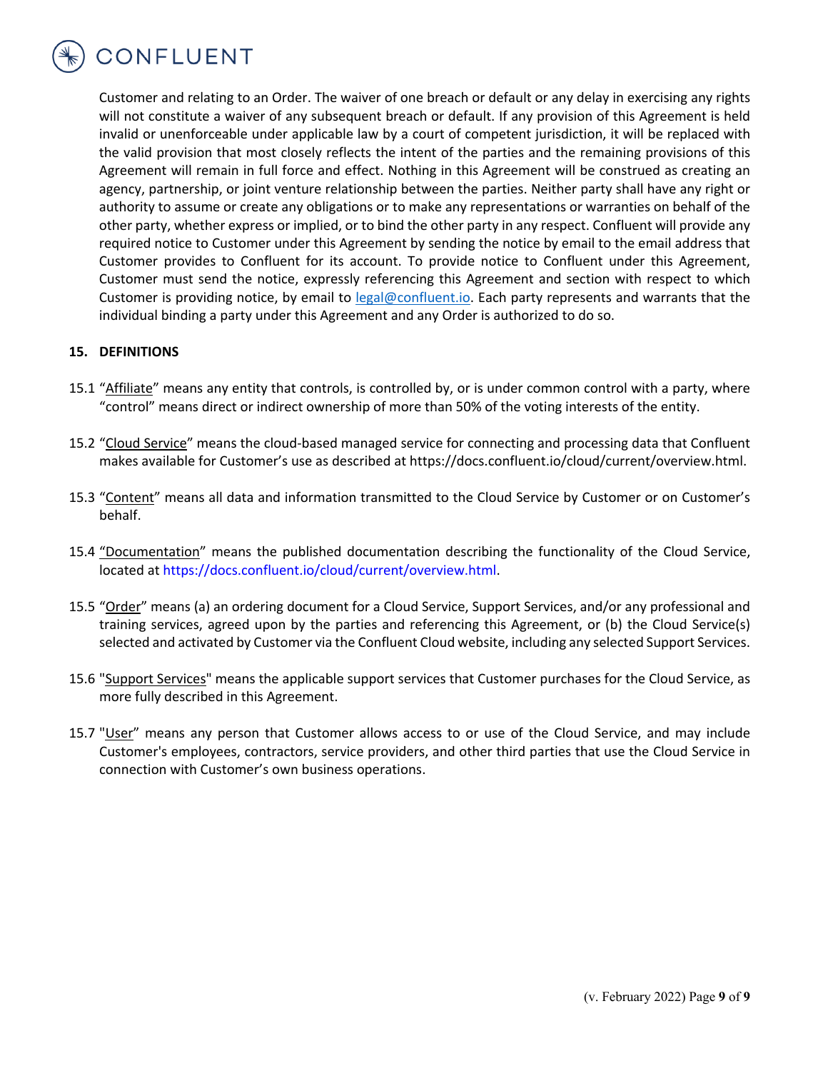Customer and relating to an Order. The waiver of one breach or default or any delay in exercising any rights will not constitute a waiver of any subsequent breach or default. If any provision of this Agreement is held invalid or unenforceable under applicable law by a court of competent jurisdiction, it will be replaced with the valid provision that most closely reflects the intent of the parties and the remaining provisions of this Agreement will remain in full force and effect. Nothing in this Agreement will be construed as creating an agency, partnership, or joint venture relationship between the parties. Neither party shall have any right or authority to assume or create any obligations or to make any representations or warranties on behalf of the other party, whether express or implied, or to bind the other party in any respect. Confluent will provide any required notice to Customer under this Agreement by sending the notice by email to the email address that Customer provides to Confluent for its account. To provide notice to Confluent under this Agreement, Customer must send the notice, expressly referencing this Agreement and section with respect to which Customer is providing notice, by email to legal@confluent.io. Each party represents and warrants that the individual binding a party under this Agreement and any Order is authorized to do so.

## 15. DEFINITIONS

15.1 "Affiliate" means any entity that controls, is controlled by, or is under common control with a party, where "control" means direct or indirect ownership of more than 50% of the voting interests of the entity.

15.2 "Cloud Service" means the cloud-based managed service for connecting and processing data that Confluent makes available for Customer's use as described at https://docs.confluent.io/cloud/current/overview.html.

15.3 "Content" means all data and information transmitted to the Cloud Service by Customer or on Customer's behalf.

15.4 "Documentation" means the published documentation describing the functionality of the Cloud Service, located at https://docs.confluent.io/cloud/current/overview.html.

15.5 "Order" means (a) an ordering document for a Cloud Service, Support Services, and/or any professional and training services, agreed upon by the parties and referencing this Agreement, or (b) the Cloud Service(s) selected and activated by Customer via the Confluent Cloud website, including any selected Support Services.

15.6 "Support Services" means the applicable support services that Customer purchases for the Cloud Service, as more fully described in this Agreement.

15.7 "User" means any person that Customer allows access to or use of the Cloud Service, and may include Customer's employees, contractors, service providers, and other third parties that use the Cloud Service in connection with Customer's own business operations.